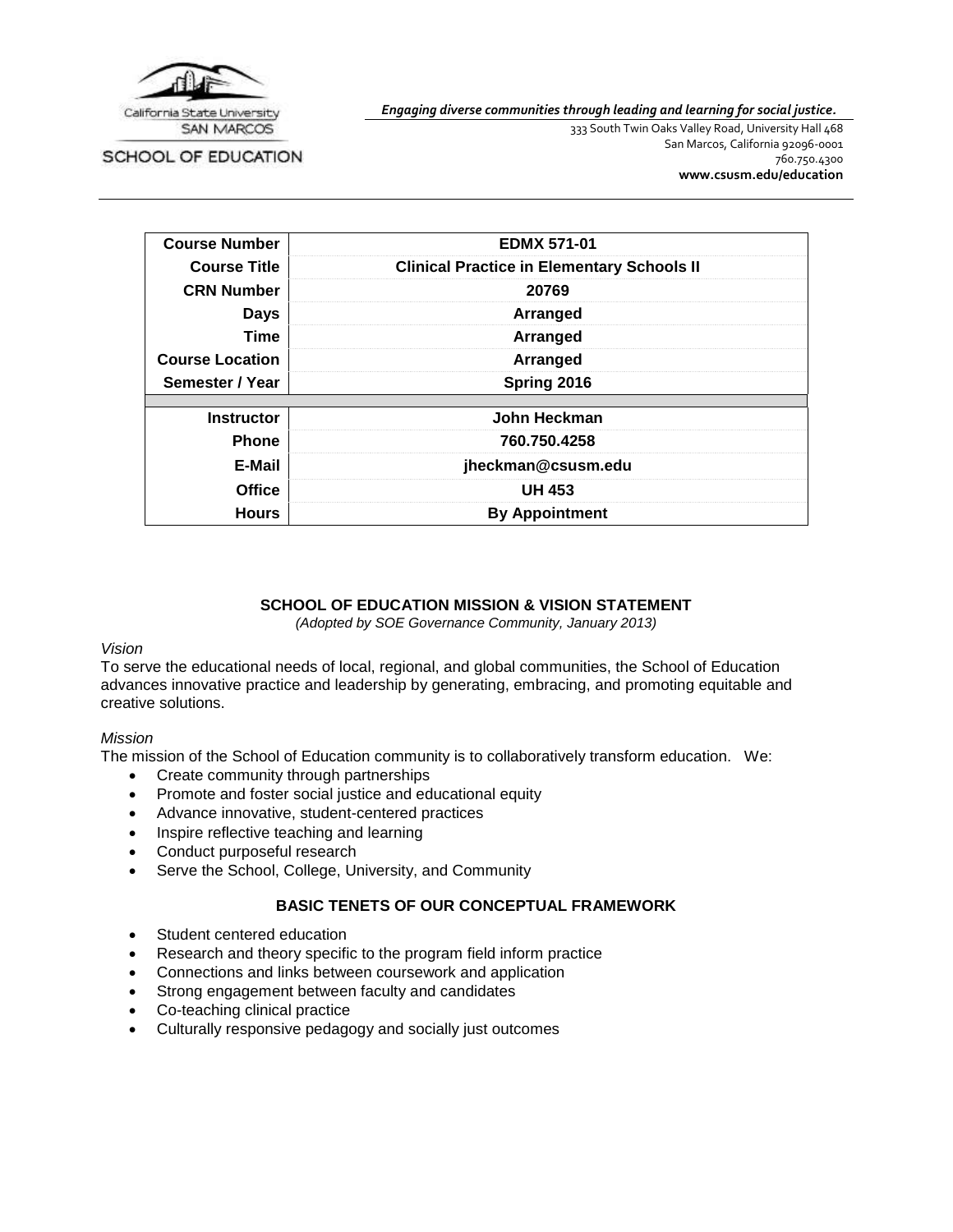California State University SAN MARCOS

SCHOOL OF EDUCATION

*Engaging diverse communities through leading and learning for social justice.*

333 South Twin Oaks Valley Road, University Hall 468
San Marcos, California 92096-0001
760.750.4300
**www.csusm.edu/education**

| | |
|---|---|
| **Course Number** | **EDMX 571-01** |
| **Course Title** | **Clinical Practice in Elementary Schools II** |
| **CRN Number** | **20769** |
| **Days** | **Arranged** |
| **Time** | **Arranged** |
| **Course Location** | **Arranged** |
| **Semester / Year** | **Spring 2016** |
| | |
| **Instructor** | **John Heckman** |
| **Phone** | **760.750.4258** |
| **E-Mail** | **jheckman@csusm.edu** |
| **Office** | **UH 453** |
| **Hours** | **By Appointment** |

## SCHOOL OF EDUCATION MISSION & VISION STATEMENT

*(Adopted by SOE Governance Community, January 2013)*

*Vision*

To serve the educational needs of local, regional, and global communities, the School of Education advances innovative practice and leadership by generating, embracing, and promoting equitable and creative solutions.

*Mission*

The mission of the School of Education community is to collaboratively transform education. We:

- Create community through partnerships
- Promote and foster social justice and educational equity
- Advance innovative, student-centered practices
- Inspire reflective teaching and learning
- Conduct purposeful research
- Serve the School, College, University, and Community

## BASIC TENETS OF OUR CONCEPTUAL FRAMEWORK

- Student centered education
- Research and theory specific to the program field inform practice
- Connections and links between coursework and application
- Strong engagement between faculty and candidates
- Co-teaching clinical practice
- Culturally responsive pedagogy and socially just outcomes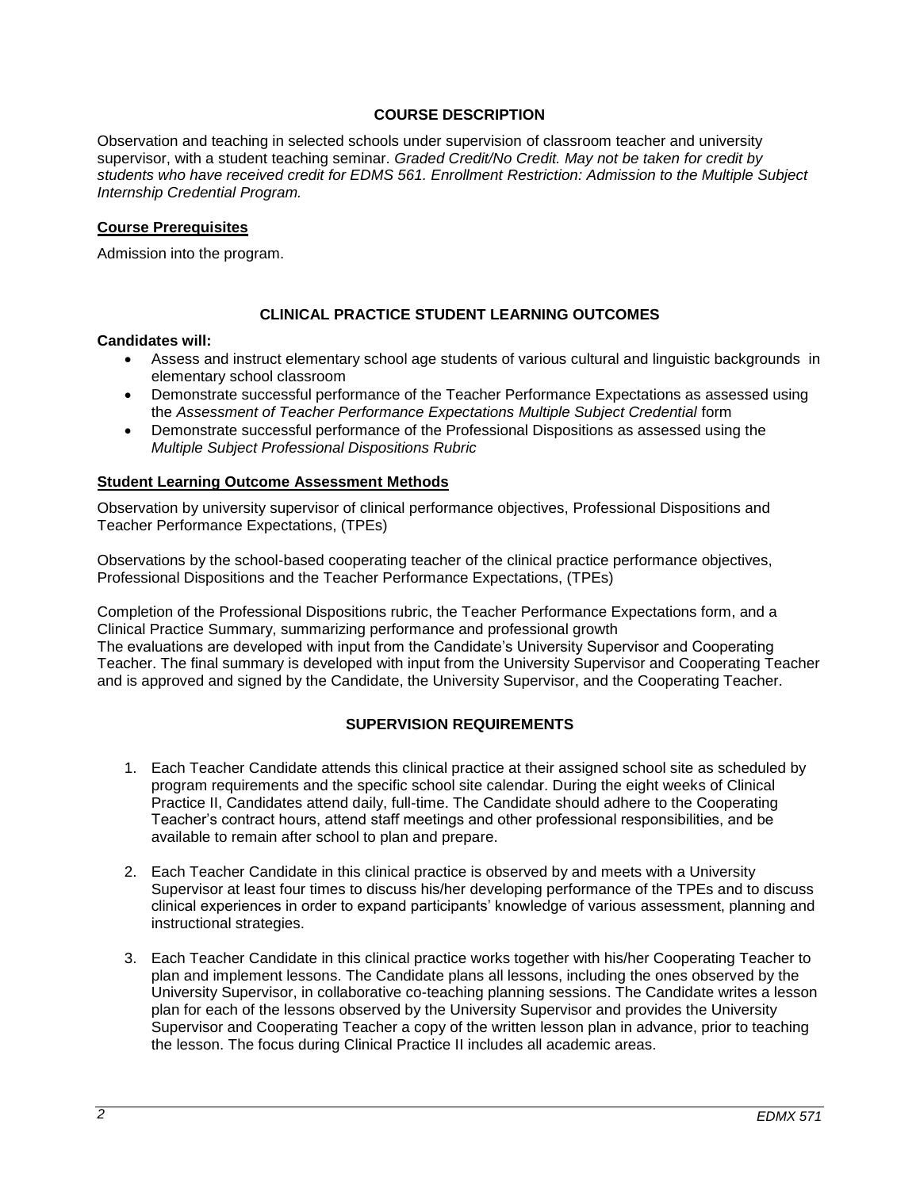## COURSE DESCRIPTION

Observation and teaching in selected schools under supervision of classroom teacher and university supervisor, with a student teaching seminar. *Graded Credit/No Credit. May not be taken for credit by students who have received credit for EDMS 561. Enrollment Restriction: Admission to the Multiple Subject Internship Credential Program.*

### Course Prerequisites

Admission into the program.

## CLINICAL PRACTICE STUDENT LEARNING OUTCOMES

**Candidates will:**

- Assess and instruct elementary school age students of various cultural and linguistic backgrounds in elementary school classroom
- Demonstrate successful performance of the Teacher Performance Expectations as assessed using the *Assessment of Teacher Performance Expectations Multiple Subject Credential* form
- Demonstrate successful performance of the Professional Dispositions as assessed using the *Multiple Subject Professional Dispositions Rubric*

### Student Learning Outcome Assessment Methods

Observation by university supervisor of clinical performance objectives, Professional Dispositions and Teacher Performance Expectations, (TPEs)

Observations by the school-based cooperating teacher of the clinical practice performance objectives, Professional Dispositions and the Teacher Performance Expectations, (TPEs)

Completion of the Professional Dispositions rubric, the Teacher Performance Expectations form, and a Clinical Practice Summary, summarizing performance and professional growth
The evaluations are developed with input from the Candidate's University Supervisor and Cooperating Teacher. The final summary is developed with input from the University Supervisor and Cooperating Teacher and is approved and signed by the Candidate, the University Supervisor, and the Cooperating Teacher.

## SUPERVISION REQUIREMENTS

1. Each Teacher Candidate attends this clinical practice at their assigned school site as scheduled by program requirements and the specific school site calendar. During the eight weeks of Clinical Practice II, Candidates attend daily, full-time. The Candidate should adhere to the Cooperating Teacher's contract hours, attend staff meetings and other professional responsibilities, and be available to remain after school to plan and prepare.

2. Each Teacher Candidate in this clinical practice is observed by and meets with a University Supervisor at least four times to discuss his/her developing performance of the TPEs and to discuss clinical experiences in order to expand participants' knowledge of various assessment, planning and instructional strategies.

3. Each Teacher Candidate in this clinical practice works together with his/her Cooperating Teacher to plan and implement lessons. The Candidate plans all lessons, including the ones observed by the University Supervisor, in collaborative co-teaching planning sessions. The Candidate writes a lesson plan for each of the lessons observed by the University Supervisor and provides the University Supervisor and Cooperating Teacher a copy of the written lesson plan in advance, prior to teaching the lesson. The focus during Clinical Practice II includes all academic areas.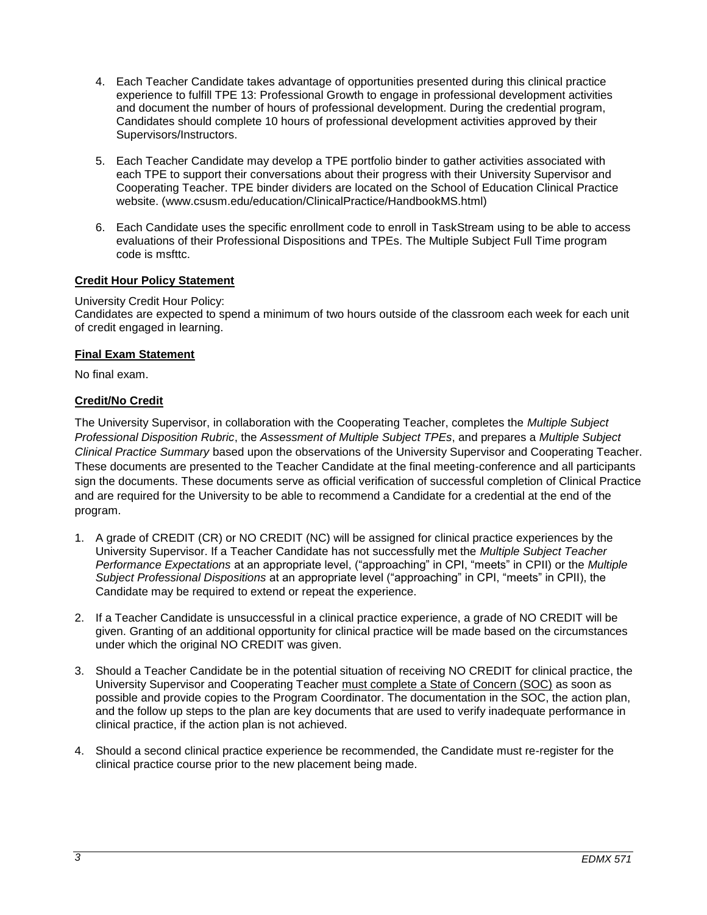4. Each Teacher Candidate takes advantage of opportunities presented during this clinical practice experience to fulfill TPE 13: Professional Growth to engage in professional development activities and document the number of hours of professional development. During the credential program, Candidates should complete 10 hours of professional development activities approved by their Supervisors/Instructors.

5. Each Teacher Candidate may develop a TPE portfolio binder to gather activities associated with each TPE to support their conversations about their progress with their University Supervisor and Cooperating Teacher. TPE binder dividers are located on the School of Education Clinical Practice website. (www.csusm.edu/education/ClinicalPractice/HandbookMS.html)

6. Each Candidate uses the specific enrollment code to enroll in TaskStream using to be able to access evaluations of their Professional Dispositions and TPEs. The Multiple Subject Full Time program code is msfttc.

**Credit Hour Policy Statement**

University Credit Hour Policy:
Candidates are expected to spend a minimum of two hours outside of the classroom each week for each unit of credit engaged in learning.

**Final Exam Statement**

No final exam.

**Credit/No Credit**

The University Supervisor, in collaboration with the Cooperating Teacher, completes the *Multiple Subject Professional Disposition Rubric*, the *Assessment of Multiple Subject TPEs*, and prepares a *Multiple Subject Clinical Practice Summary* based upon the observations of the University Supervisor and Cooperating Teacher. These documents are presented to the Teacher Candidate at the final meeting-conference and all participants sign the documents. These documents serve as official verification of successful completion of Clinical Practice and are required for the University to be able to recommend a Candidate for a credential at the end of the program.

1. A grade of CREDIT (CR) or NO CREDIT (NC) will be assigned for clinical practice experiences by the University Supervisor. If a Teacher Candidate has not successfully met the *Multiple Subject Teacher Performance Expectations* at an appropriate level, ("approaching" in CPI, "meets" in CPII) or the *Multiple Subject Professional Dispositions* at an appropriate level ("approaching" in CPI, "meets" in CPII), the Candidate may be required to extend or repeat the experience.

2. If a Teacher Candidate is unsuccessful in a clinical practice experience, a grade of NO CREDIT will be given. Granting of an additional opportunity for clinical practice will be made based on the circumstances under which the original NO CREDIT was given.

3. Should a Teacher Candidate be in the potential situation of receiving NO CREDIT for clinical practice, the University Supervisor and Cooperating Teacher must complete a State of Concern (SOC) as soon as possible and provide copies to the Program Coordinator. The documentation in the SOC, the action plan, and the follow up steps to the plan are key documents that are used to verify inadequate performance in clinical practice, if the action plan is not achieved.

4. Should a second clinical practice experience be recommended, the Candidate must re-register for the clinical practice course prior to the new placement being made.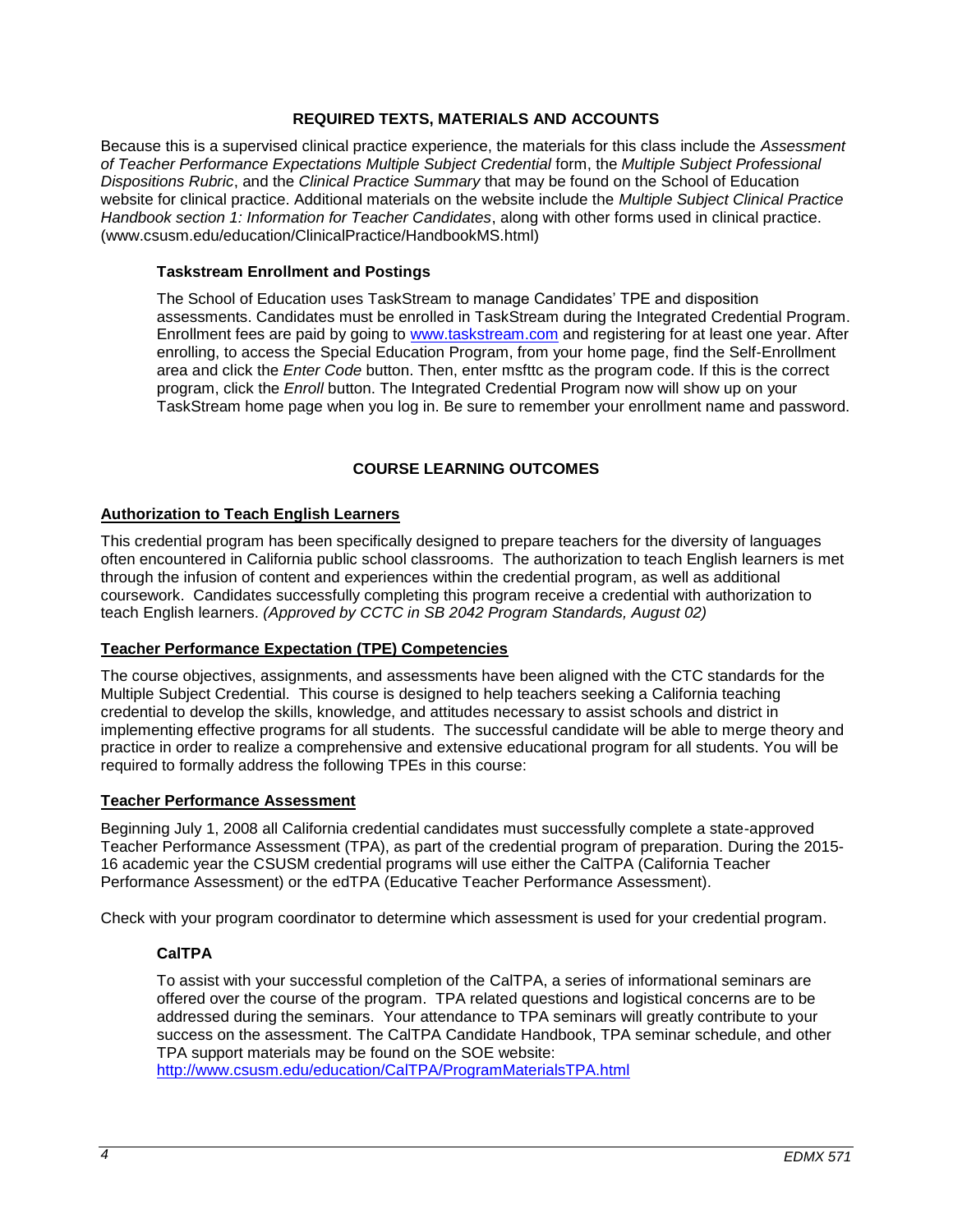## REQUIRED TEXTS, MATERIALS AND ACCOUNTS

Because this is a supervised clinical practice experience, the materials for this class include the *Assessment of Teacher Performance Expectations Multiple Subject Credential* form, the *Multiple Subject Professional Dispositions Rubric*, and the *Clinical Practice Summary* that may be found on the School of Education website for clinical practice. Additional materials on the website include the *Multiple Subject Clinical Practice Handbook section 1: Information for Teacher Candidates*, along with other forms used in clinical practice. (www.csusm.edu/education/ClinicalPractice/HandbookMS.html)

### Taskstream Enrollment and Postings

The School of Education uses TaskStream to manage Candidates' TPE and disposition assessments. Candidates must be enrolled in TaskStream during the Integrated Credential Program. Enrollment fees are paid by going to www.taskstream.com and registering for at least one year. After enrolling, to access the Special Education Program, from your home page, find the Self-Enrollment area and click the *Enter Code* button. Then, enter msfttc as the program code. If this is the correct program, click the *Enroll* button. The Integrated Credential Program now will show up on your TaskStream home page when you log in. Be sure to remember your enrollment name and password.

## COURSE LEARNING OUTCOMES

### Authorization to Teach English Learners

This credential program has been specifically designed to prepare teachers for the diversity of languages often encountered in California public school classrooms. The authorization to teach English learners is met through the infusion of content and experiences within the credential program, as well as additional coursework. Candidates successfully completing this program receive a credential with authorization to teach English learners. *(Approved by CCTC in SB 2042 Program Standards, August 02)*

### Teacher Performance Expectation (TPE) Competencies

The course objectives, assignments, and assessments have been aligned with the CTC standards for the Multiple Subject Credential. This course is designed to help teachers seeking a California teaching credential to develop the skills, knowledge, and attitudes necessary to assist schools and district in implementing effective programs for all students. The successful candidate will be able to merge theory and practice in order to realize a comprehensive and extensive educational program for all students. You will be required to formally address the following TPEs in this course:

### Teacher Performance Assessment

Beginning July 1, 2008 all California credential candidates must successfully complete a state-approved Teacher Performance Assessment (TPA), as part of the credential program of preparation. During the 2015-16 academic year the CSUSM credential programs will use either the CalTPA (California Teacher Performance Assessment) or the edTPA (Educative Teacher Performance Assessment).

Check with your program coordinator to determine which assessment is used for your credential program.

#### CalTPA

To assist with your successful completion of the CalTPA, a series of informational seminars are offered over the course of the program. TPA related questions and logistical concerns are to be addressed during the seminars. Your attendance to TPA seminars will greatly contribute to your success on the assessment. The CalTPA Candidate Handbook, TPA seminar schedule, and other TPA support materials may be found on the SOE website:
http://www.csusm.edu/education/CalTPA/ProgramMaterialsTPA.html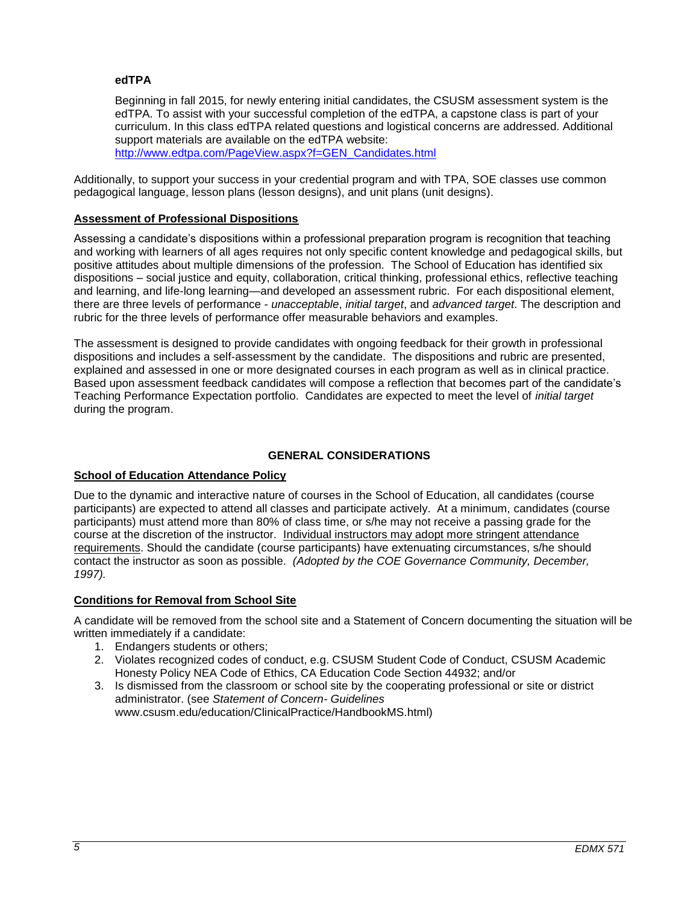**edTPA**

Beginning in fall 2015, for newly entering initial candidates, the CSUSM assessment system is the edTPA. To assist with your successful completion of the edTPA, a capstone class is part of your curriculum. In this class edTPA related questions and logistical concerns are addressed. Additional support materials are available on the edTPA website:
[http://www.edtpa.com/PageView.aspx?f=GEN_Candidates.html](http://www.edtpa.com/PageView.aspx?f=GEN_Candidates.html)

Additionally, to support your success in your credential program and with TPA, SOE classes use common pedagogical language, lesson plans (lesson designs), and unit plans (unit designs).

## Assessment of Professional Dispositions

Assessing a candidate's dispositions within a professional preparation program is recognition that teaching and working with learners of all ages requires not only specific content knowledge and pedagogical skills, but positive attitudes about multiple dimensions of the profession. The School of Education has identified six dispositions – social justice and equity, collaboration, critical thinking, professional ethics, reflective teaching and learning, and life-long learning—and developed an assessment rubric. For each dispositional element, there are three levels of performance - *unacceptable*, *initial target*, and *advanced target*. The description and rubric for the three levels of performance offer measurable behaviors and examples.

The assessment is designed to provide candidates with ongoing feedback for their growth in professional dispositions and includes a self-assessment by the candidate. The dispositions and rubric are presented, explained and assessed in one or more designated courses in each program as well as in clinical practice. Based upon assessment feedback candidates will compose a reflection that becomes part of the candidate's Teaching Performance Expectation portfolio. Candidates are expected to meet the level of *initial target* during the program.

# GENERAL CONSIDERATIONS

## School of Education Attendance Policy

Due to the dynamic and interactive nature of courses in the School of Education, all candidates (course participants) are expected to attend all classes and participate actively. At a minimum, candidates (course participants) must attend more than 80% of class time, or s/he may not receive a passing grade for the course at the discretion of the instructor. Individual instructors may adopt more stringent attendance requirements. Should the candidate (course participants) have extenuating circumstances, s/he should contact the instructor as soon as possible. *(Adopted by the COE Governance Community, December, 1997).*

## Conditions for Removal from School Site

A candidate will be removed from the school site and a Statement of Concern documenting the situation will be written immediately if a candidate:

1. Endangers students or others;
2. Violates recognized codes of conduct, e.g. CSUSM Student Code of Conduct, CSUSM Academic Honesty Policy NEA Code of Ethics, CA Education Code Section 44932; and/or
3. Is dismissed from the classroom or school site by the cooperating professional or site or district administrator. (see *Statement of Concern- Guidelines* www.csusm.edu/education/ClinicalPractice/HandbookMS.html)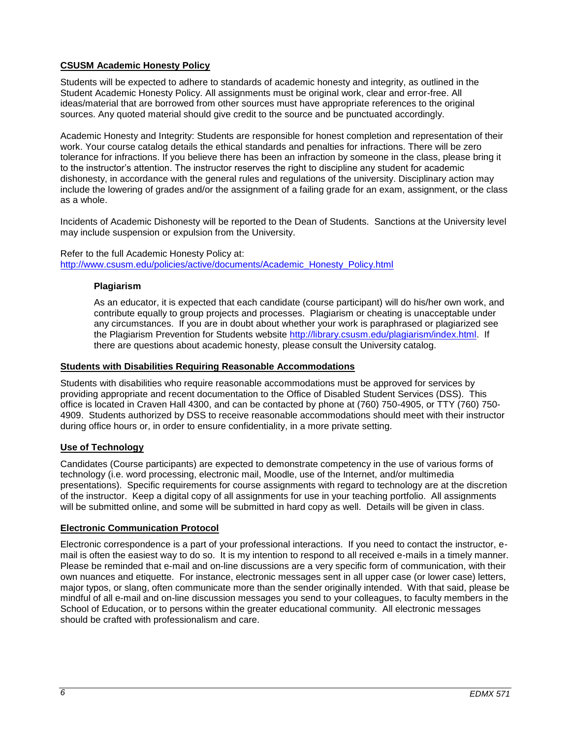## CSUSM Academic Honesty Policy

Students will be expected to adhere to standards of academic honesty and integrity, as outlined in the Student Academic Honesty Policy. All assignments must be original work, clear and error-free. All ideas/material that are borrowed from other sources must have appropriate references to the original sources. Any quoted material should give credit to the source and be punctuated accordingly.

Academic Honesty and Integrity: Students are responsible for honest completion and representation of their work. Your course catalog details the ethical standards and penalties for infractions. There will be zero tolerance for infractions. If you believe there has been an infraction by someone in the class, please bring it to the instructor's attention. The instructor reserves the right to discipline any student for academic dishonesty, in accordance with the general rules and regulations of the university. Disciplinary action may include the lowering of grades and/or the assignment of a failing grade for an exam, assignment, or the class as a whole.

Incidents of Academic Dishonesty will be reported to the Dean of Students. Sanctions at the University level may include suspension or expulsion from the University.

Refer to the full Academic Honesty Policy at:
http://www.csusm.edu/policies/active/documents/Academic_Honesty_Policy.html

### Plagiarism

As an educator, it is expected that each candidate (course participant) will do his/her own work, and contribute equally to group projects and processes. Plagiarism or cheating is unacceptable under any circumstances. If you are in doubt about whether your work is paraphrased or plagiarized see the Plagiarism Prevention for Students website http://library.csusm.edu/plagiarism/index.html. If there are questions about academic honesty, please consult the University catalog.

## Students with Disabilities Requiring Reasonable Accommodations

Students with disabilities who require reasonable accommodations must be approved for services by providing appropriate and recent documentation to the Office of Disabled Student Services (DSS). This office is located in Craven Hall 4300, and can be contacted by phone at (760) 750-4905, or TTY (760) 750-4909. Students authorized by DSS to receive reasonable accommodations should meet with their instructor during office hours or, in order to ensure confidentiality, in a more private setting.

## Use of Technology

Candidates (Course participants) are expected to demonstrate competency in the use of various forms of technology (i.e. word processing, electronic mail, Moodle, use of the Internet, and/or multimedia presentations). Specific requirements for course assignments with regard to technology are at the discretion of the instructor. Keep a digital copy of all assignments for use in your teaching portfolio. All assignments will be submitted online, and some will be submitted in hard copy as well. Details will be given in class.

## Electronic Communication Protocol

Electronic correspondence is a part of your professional interactions. If you need to contact the instructor, e-mail is often the easiest way to do so. It is my intention to respond to all received e-mails in a timely manner. Please be reminded that e-mail and on-line discussions are a very specific form of communication, with their own nuances and etiquette. For instance, electronic messages sent in all upper case (or lower case) letters, major typos, or slang, often communicate more than the sender originally intended. With that said, please be mindful of all e-mail and on-line discussion messages you send to your colleagues, to faculty members in the School of Education, or to persons within the greater educational community. All electronic messages should be crafted with professionalism and care.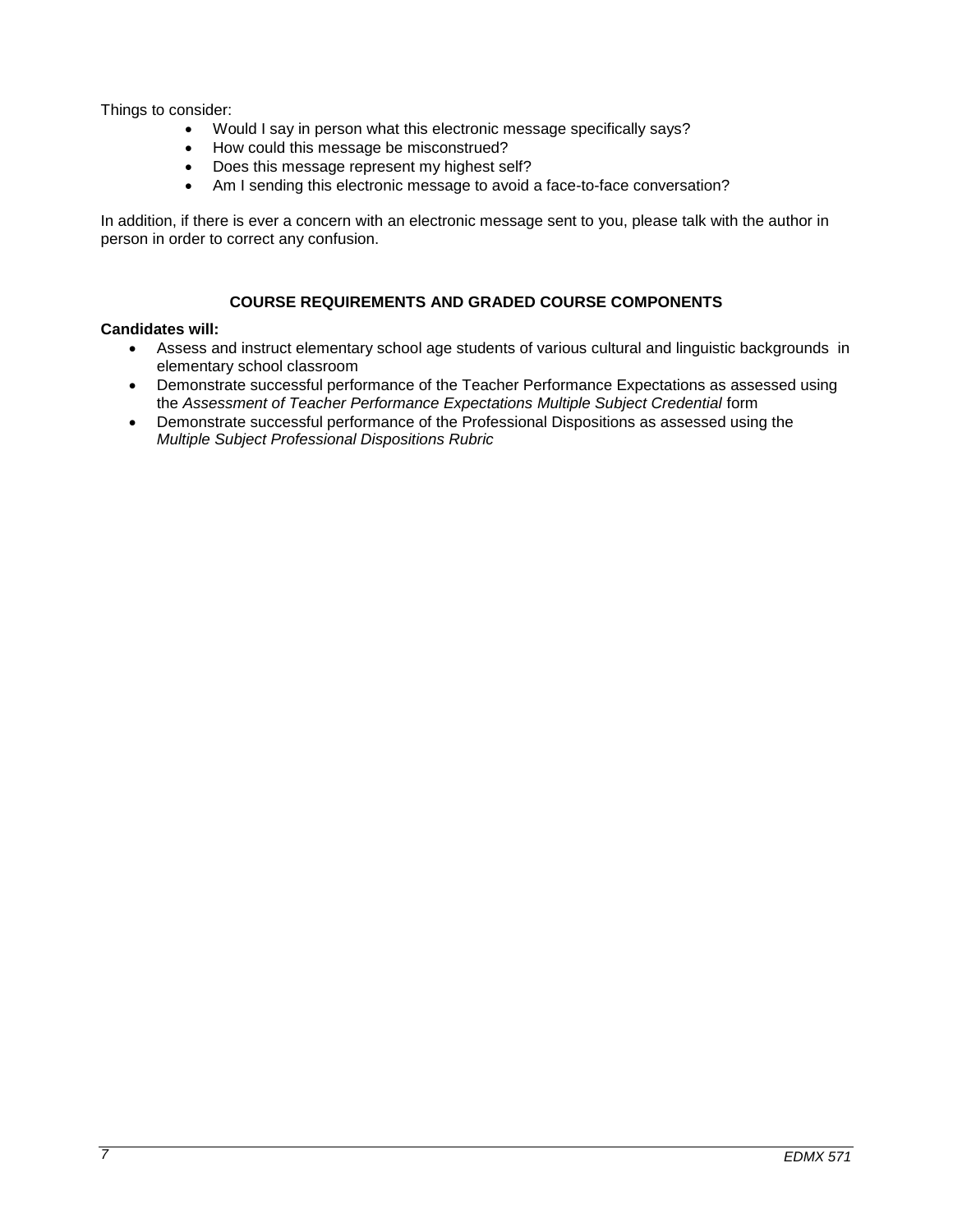Things to consider:

- Would I say in person what this electronic message specifically says?
- How could this message be misconstrued?
- Does this message represent my highest self?
- Am I sending this electronic message to avoid a face-to-face conversation?

In addition, if there is ever a concern with an electronic message sent to you, please talk with the author in person in order to correct any confusion.

## COURSE REQUIREMENTS AND GRADED COURSE COMPONENTS

**Candidates will:**

- Assess and instruct elementary school age students of various cultural and linguistic backgrounds in elementary school classroom
- Demonstrate successful performance of the Teacher Performance Expectations as assessed using the *Assessment of Teacher Performance Expectations Multiple Subject Credential* form
- Demonstrate successful performance of the Professional Dispositions as assessed using the *Multiple Subject Professional Dispositions Rubric*